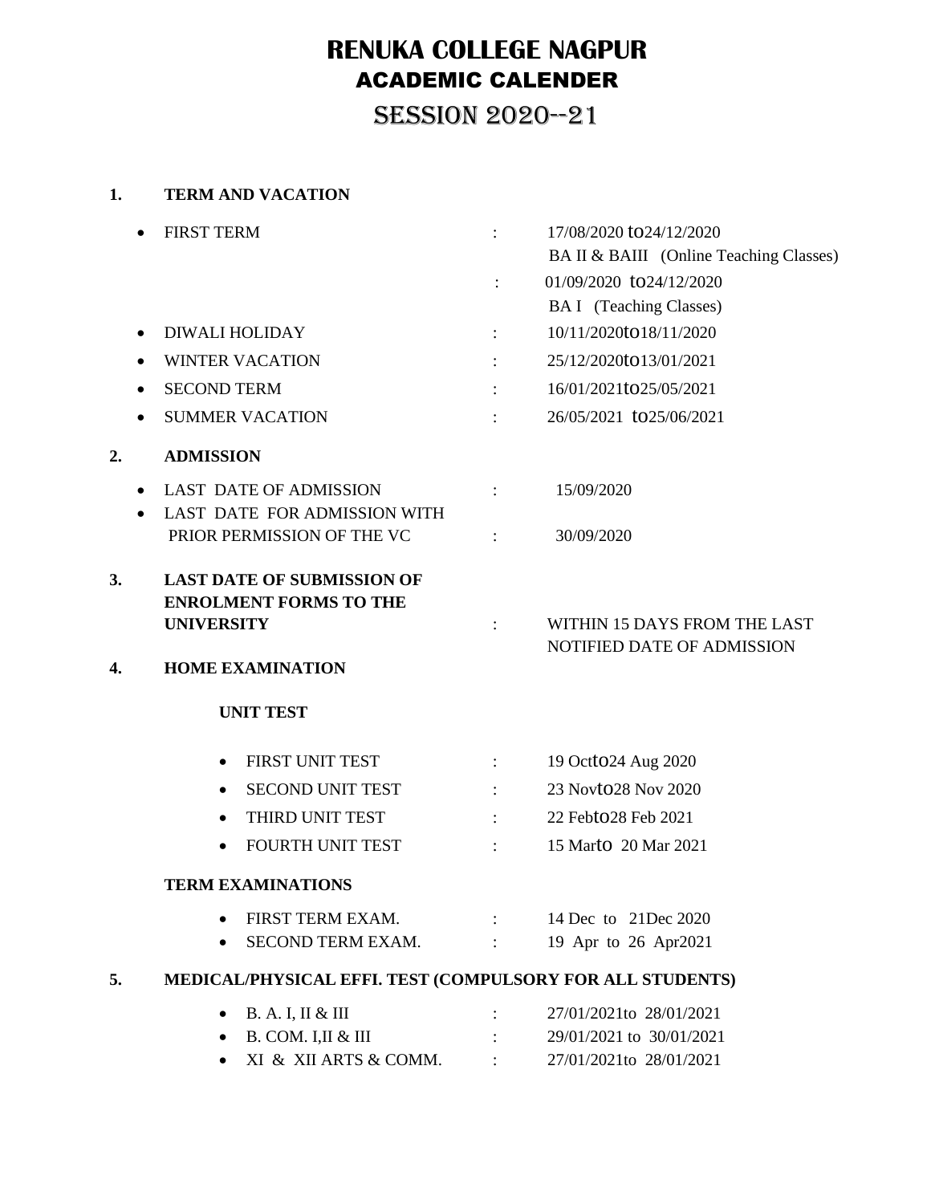# RENUKA COLLEGE NAGPUR
## ACADEMIC CALENDER
## SESSION 2020--21

**1. TERM AND VACATION**

- FIRST TERM : 17/08/2020 to24/12/2020
  BA II & BAIII (Online Teaching Classes)
  : 01/09/2020 to24/12/2020
  BA I (Teaching Classes)
- DIWALI HOLIDAY : 10/11/2020to18/11/2020
- WINTER VACATION : 25/12/2020to13/01/2021
- SECOND TERM : 16/01/2021to25/05/2021
- SUMMER VACATION : 26/05/2021 to25/06/2021

**2. ADMISSION**

- LAST DATE OF ADMISSION : 15/09/2020
- LAST DATE FOR ADMISSION WITH PRIOR PERMISSION OF THE VC : 30/09/2020

**3. LAST DATE OF SUBMISSION OF ENROLMENT FORMS TO THE UNIVERSITY** : WITHIN 15 DAYS FROM THE LAST NOTIFIED DATE OF ADMISSION

**4. HOME EXAMINATION**

**UNIT TEST**

- FIRST UNIT TEST : 19 Octto24 Aug 2020
- SECOND UNIT TEST : 23 Novto28 Nov 2020
- THIRD UNIT TEST : 22 Febto28 Feb 2021
- FOURTH UNIT TEST : 15 Marto 20 Mar 2021

**TERM EXAMINATIONS**

- FIRST TERM EXAM. : 14 Dec to 21Dec 2020
- SECOND TERM EXAM. : 19 Apr to 26 Apr2021

**5. MEDICAL/PHYSICAL EFFI. TEST (COMPULSORY FOR ALL STUDENTS)**

- B. A. I, II & III : 27/01/2021to 28/01/2021
- B. COM. I,II & III : 29/01/2021 to 30/01/2021
- XI & XII ARTS & COMM. : 27/01/2021to 28/01/2021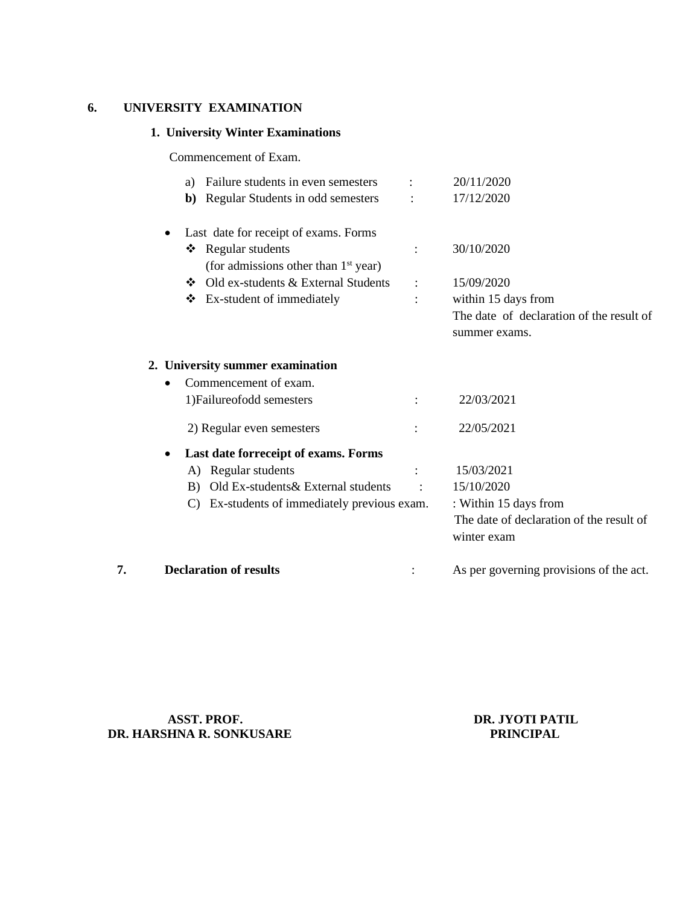## 6. UNIVERSITY EXAMINATION

### 1. University Winter Examinations

Commencement of Exam.

a) Failure students in even semesters : 20/11/2020

**b)** Regular Students in odd semesters : 17/12/2020

- Last date for receipt of exams. Forms
  - ❖ Regular students (for admissions other than 1st year) : 30/10/2020
  - ❖ Old ex-students & External Students : 15/09/2020
  - ❖ Ex-student of immediately : within 15 days from The date of declaration of the result of summer exams.

### 2. University summer examination

- Commencement of exam.

  1)Failureofodd semesters : 22/03/2021

  2) Regular even semesters : 22/05/2021

- **Last date forreceipt of exams. Forms**

  A) Regular students : 15/03/2021

  B) Old Ex-students& External students : 15/10/2020

  C) Ex-students of immediately previous exam. : Within 15 days from The date of declaration of the result of winter exam

## 7. Declaration of results : As per governing provisions of the act.

**ASST. PROF.**
**DR. HARSHNA R. SONKUSARE**

**DR. JYOTI PATIL**
**PRINCIPAL**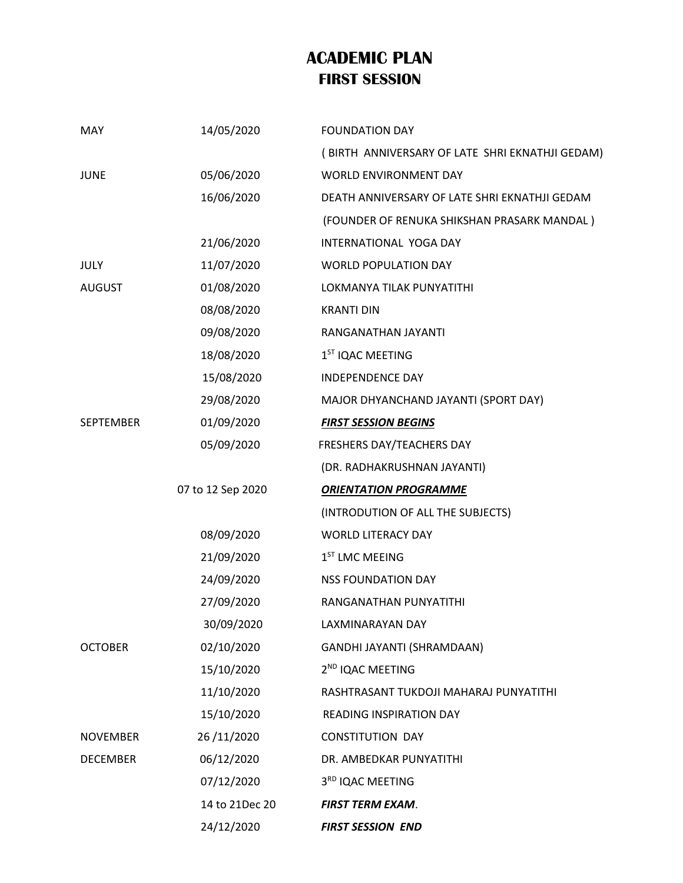# ACADEMIC PLAN
## FIRST SESSION

| | | |
|---|---|---|
| MAY | 14/05/2020 | FOUNDATION DAY<br>( BIRTH ANNIVERSARY OF LATE SHRI EKNATHJI GEDAM) |
| JUNE | 05/06/2020 | WORLD ENVIRONMENT DAY |
| | 16/06/2020 | DEATH ANNIVERSARY OF LATE SHRI EKNATHJI GEDAM<br>(FOUNDER OF RENUKA SHIKSHAN PRASARK MANDAL ) |
| | 21/06/2020 | INTERNATIONAL YOGA DAY |
| JULY | 11/07/2020 | WORLD POPULATION DAY |
| AUGUST | 01/08/2020 | LOKMANYA TILAK PUNYATITHI |
| | 08/08/2020 | KRANTI DIN |
| | 09/08/2020 | RANGANATHAN JAYANTI |
| | 18/08/2020 | 1ST IQAC MEETING |
| | 15/08/2020 | INDEPENDENCE DAY |
| | 29/08/2020 | MAJOR DHYANCHAND JAYANTI (SPORT DAY) |
| SEPTEMBER | 01/09/2020 | ***FIRST SESSION BEGINS*** |
| | 05/09/2020 | FRESHERS DAY/TEACHERS DAY<br>(DR. RADHAKRUSHNAN JAYANTI) |
| | 07 to 12 Sep 2020 | ***ORIENTATION PROGRAMME***<br>(INTRODUTION OF ALL THE SUBJECTS) |
| | 08/09/2020 | WORLD LITERACY DAY |
| | 21/09/2020 | 1ST LMC MEEING |
| | 24/09/2020 | NSS FOUNDATION DAY |
| | 27/09/2020 | RANGANATHAN PUNYATITHI |
| | 30/09/2020 | LAXMINARAYAN DAY |
| OCTOBER | 02/10/2020 | GANDHI JAYANTI (SHRAMDAAN) |
| | 15/10/2020 | 2ND IQAC MEETING |
| | 11/10/2020 | RASHTRASANT TUKDOJI MAHARAJ PUNYATITHI |
| | 15/10/2020 | READING INSPIRATION DAY |
| NOVEMBER | 26 /11/2020 | CONSTITUTION DAY |
| DECEMBER | 06/12/2020 | DR. AMBEDKAR PUNYATITHI |
| | 07/12/2020 | 3RD IQAC MEETING |
| | 14 to 21Dec 20 | ***FIRST TERM EXAM***. |
| | 24/12/2020 | ***FIRST SESSION END*** |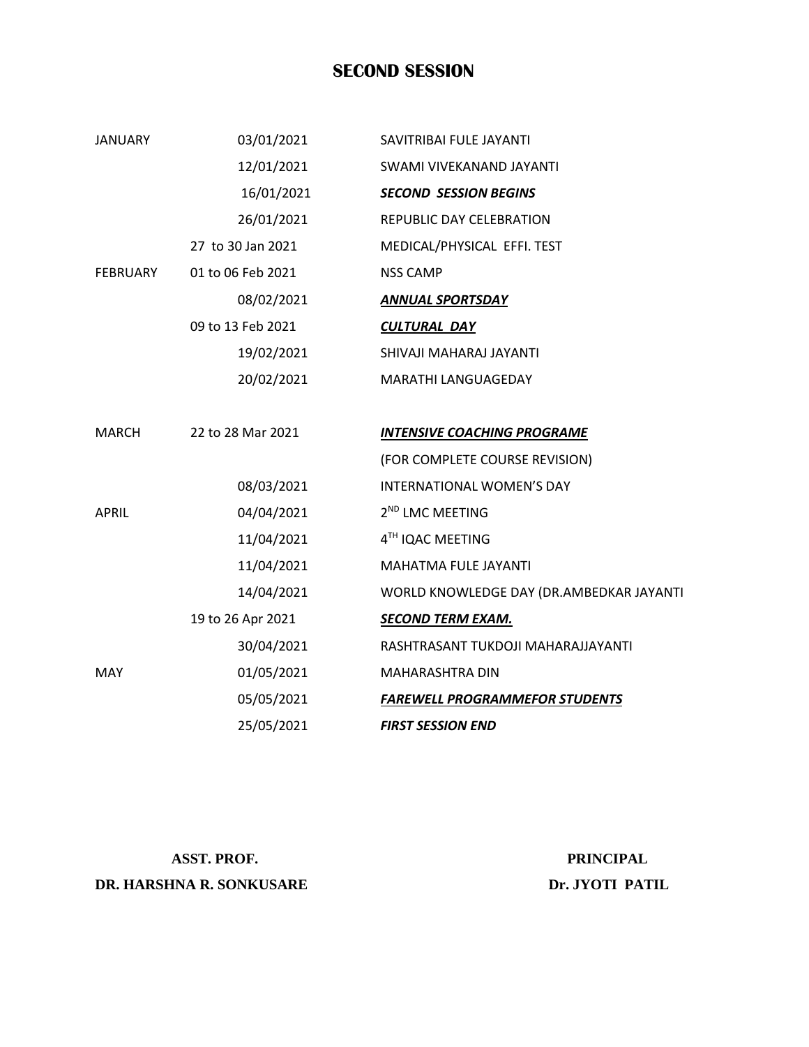# SECOND SESSION

| | | |
|---|---|---|
| JANUARY | 03/01/2021 | SAVITRIBAI FULE JAYANTI |
| | 12/01/2021 | SWAMI VIVEKANAND JAYANTI |
| | 16/01/2021 | ***SECOND SESSION BEGINS*** |
| | 26/01/2021 | REPUBLIC DAY CELEBRATION |
| | 27 to 30 Jan 2021 | MEDICAL/PHYSICAL EFFI. TEST |
| FEBRUARY | 01 to 06 Feb 2021 | NSS CAMP |
| | 08/02/2021 | ***ANNUAL SPORTSDAY*** |
| | 09 to 13 Feb 2021 | ***CULTURAL DAY*** |
| | 19/02/2021 | SHIVAJI MAHARAJ JAYANTI |
| | 20/02/2021 | MARATHI LANGUAGEDAY |
| MARCH | 22 to 28 Mar 2021 | ***INTENSIVE COACHING PROGRAME*** |
| | | (FOR COMPLETE COURSE REVISION) |
| | 08/03/2021 | INTERNATIONAL WOMEN'S DAY |
| APRIL | 04/04/2021 | 2ND LMC MEETING |
| | 11/04/2021 | 4TH IQAC MEETING |
| | 11/04/2021 | MAHATMA FULE JAYANTI |
| | 14/04/2021 | WORLD KNOWLEDGE DAY (DR.AMBEDKAR JAYANTI |
| | 19 to 26 Apr 2021 | ***SECOND TERM EXAM.*** |
| | 30/04/2021 | RASHTRASANT TUKDOJI MAHARAJJAYANTI |
| MAY | 01/05/2021 | MAHARASHTRA DIN |
| | 05/05/2021 | ***FAREWELL PROGRAMMEFOR STUDENTS*** |
| | 25/05/2021 | ***FIRST SESSION END*** |

**ASST. PROF.**
**DR. HARSHNA R. SONKUSARE**

**PRINCIPAL**
**Dr. JYOTI PATIL**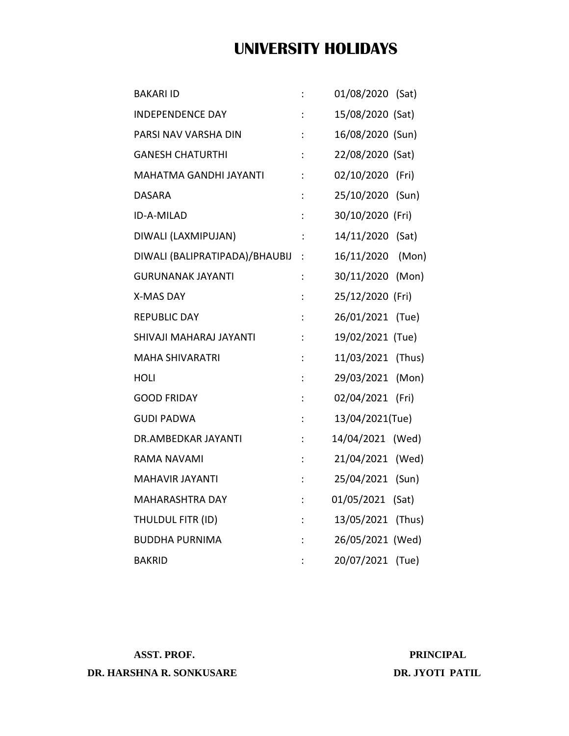# UNIVERSITY HOLIDAYS

| | | |
|---|---|---|
| BAKARI ID | : | 01/08/2020 (Sat) |
| INDEPENDENCE DAY | : | 15/08/2020 (Sat) |
| PARSI NAV VARSHA DIN | : | 16/08/2020 (Sun) |
| GANESH CHATURTHI | : | 22/08/2020 (Sat) |
| MAHATMA GANDHI JAYANTI | : | 02/10/2020 (Fri) |
| DASARA | : | 25/10/2020 (Sun) |
| ID-A-MILAD | : | 30/10/2020 (Fri) |
| DIWALI (LAXMIPUJAN) | : | 14/11/2020 (Sat) |
| DIWALI (BALIPRATIPADA)/BHAUBIJ | : | 16/11/2020 (Mon) |
| GURUNANAK JAYANTI | : | 30/11/2020 (Mon) |
| X-MAS DAY | : | 25/12/2020 (Fri) |
| REPUBLIC DAY | : | 26/01/2021 (Tue) |
| SHIVAJI MAHARAJ JAYANTI | : | 19/02/2021 (Tue) |
| MAHA SHIVARATRI | : | 11/03/2021 (Thus) |
| HOLI | : | 29/03/2021 (Mon) |
| GOOD FRIDAY | : | 02/04/2021 (Fri) |
| GUDI PADWA | : | 13/04/2021(Tue) |
| DR.AMBEDKAR JAYANTI | : | 14/04/2021 (Wed) |
| RAMA NAVAMI | : | 21/04/2021 (Wed) |
| MAHAVIR JAYANTI | : | 25/04/2021 (Sun) |
| MAHARASHTRA DAY | : | 01/05/2021 (Sat) |
| THULDUL FITR (ID) | : | 13/05/2021 (Thus) |
| BUDDHA PURNIMA | : | 26/05/2021 (Wed) |
| BAKRID | : | 20/07/2021 (Tue) |

**ASST. PROF.**
**DR. HARSHNA R. SONKUSARE**

**PRINCIPAL**
**DR. JYOTI PATIL**